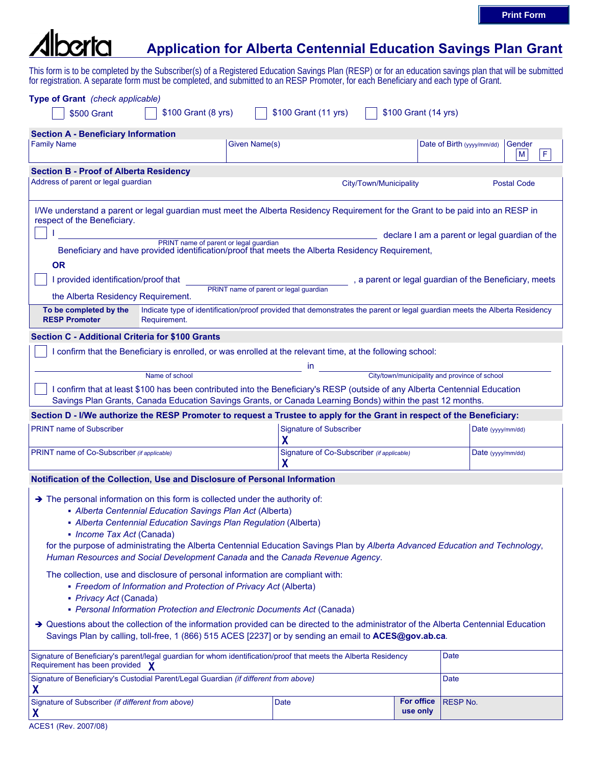Print Form

Alberta

# Application for Alberta Centennial Education Savings Plan Grant

This form is to be completed by the Subscriber(s) of a Registered Education Savings Plan (RESP) or for an education savings plan that will be submitted for registration. A separate form must be completed, and submitted to an RESP Promoter, for each Beneficiary and each type of Grant.

**Type of Grant** *(check applicable)*

☐ $500 Grant ☐ $100 Grant (8 yrs) ☐ $100 Grant (11 yrs) ☐ $100 Grant (14 yrs)

## Section A - Beneficiary Information

| Family Name | Given Name(s) | Date of Birth (yyyy/mm/dd) | Gender M ☐ F ☐ |
|---|---|---|---|
| | | | |

## Section B - Proof of Alberta Residency

| Address of parent or legal guardian | City/Town/Municipality | Postal Code |
|---|---|---|
| | | |

I/We understand a parent or legal guardian must meet the Alberta Residency Requirement for the Grant to be paid into an RESP in respect of the Beneficiary.

☐ I ______________________________ declare I am a parent or legal guardian of the
PRINT name of parent or legal guardian
Beneficiary and have provided identification/proof that meets the Alberta Residency Requirement,

**OR**

☐ I provided identification/proof that ______________________________ , a parent or legal guardian of the Beneficiary, meets
PRINT name of parent or legal guardian
the Alberta Residency Requirement.

| **To be completed by the RESP Promoter** | Indicate type of identification/proof provided that demonstrates the parent or legal guardian meets the Alberta Residency Requirement. |
|---|---|

## Section C - Additional Criteria for $100 Grants

☐ I confirm that the Beneficiary is enrolled, or was enrolled at the relevant time, at the following school:

______________________________ in ______________________________
Name of school — City/town/municipality and province of school

☐ I confirm that at least $100 has been contributed into the Beneficiary's RESP (outside of any Alberta Centennial Education Savings Plan Grants, Canada Education Savings Grants, or Canada Learning Bonds) within the past 12 months.

## Section D - I/We authorize the RESP Promoter to request a Trustee to apply for the Grant in respect of the Beneficiary:

| PRINT name of Subscriber | Signature of Subscriber | Date (yyyy/mm/dd) |
|---|---|---|
| | X | |
| PRINT name of Co-Subscriber *(if applicable)* | Signature of Co-Subscriber *(if applicable)* | Date (yyyy/mm/dd) |
| | X | |

## Notification of the Collection, Use and Disclosure of Personal Information

➔ The personal information on this form is collected under the authority of:

- *Alberta Centennial Education Savings Plan Act* (Alberta)
- *Alberta Centennial Education Savings Plan Regulation* (Alberta)
- *Income Tax Act* (Canada)

for the purpose of administrating the Alberta Centennial Education Savings Plan by *Alberta Advanced Education and Technology*, *Human Resources and Social Development Canada* and the *Canada Revenue Agency*.

The collection, use and disclosure of personal information are compliant with:

- *Freedom of Information and Protection of Privacy Act* (Alberta)
- *Privacy Act* (Canada)
- *Personal Information Protection and Electronic Documents Act* (Canada)

➔ Questions about the collection of the information provided can be directed to the administrator of the Alberta Centennial Education Savings Plan by calling, toll-free, 1 (866) 515 ACES [2237] or by sending an email to **ACES@gov.ab.ca**.

| Signature of Beneficiary's parent/legal guardian for whom identification/proof that meets the Alberta Residency Requirement has been provided X | | | Date |
|---|---|---|---|
| Signature of Beneficiary's Custodial Parent/Legal Guardian *(if different from above)* X | | | Date |
| Signature of Subscriber *(if different from above)* X | Date | **For office use only** | RESP No. |

ACES1 (Rev. 2007/08)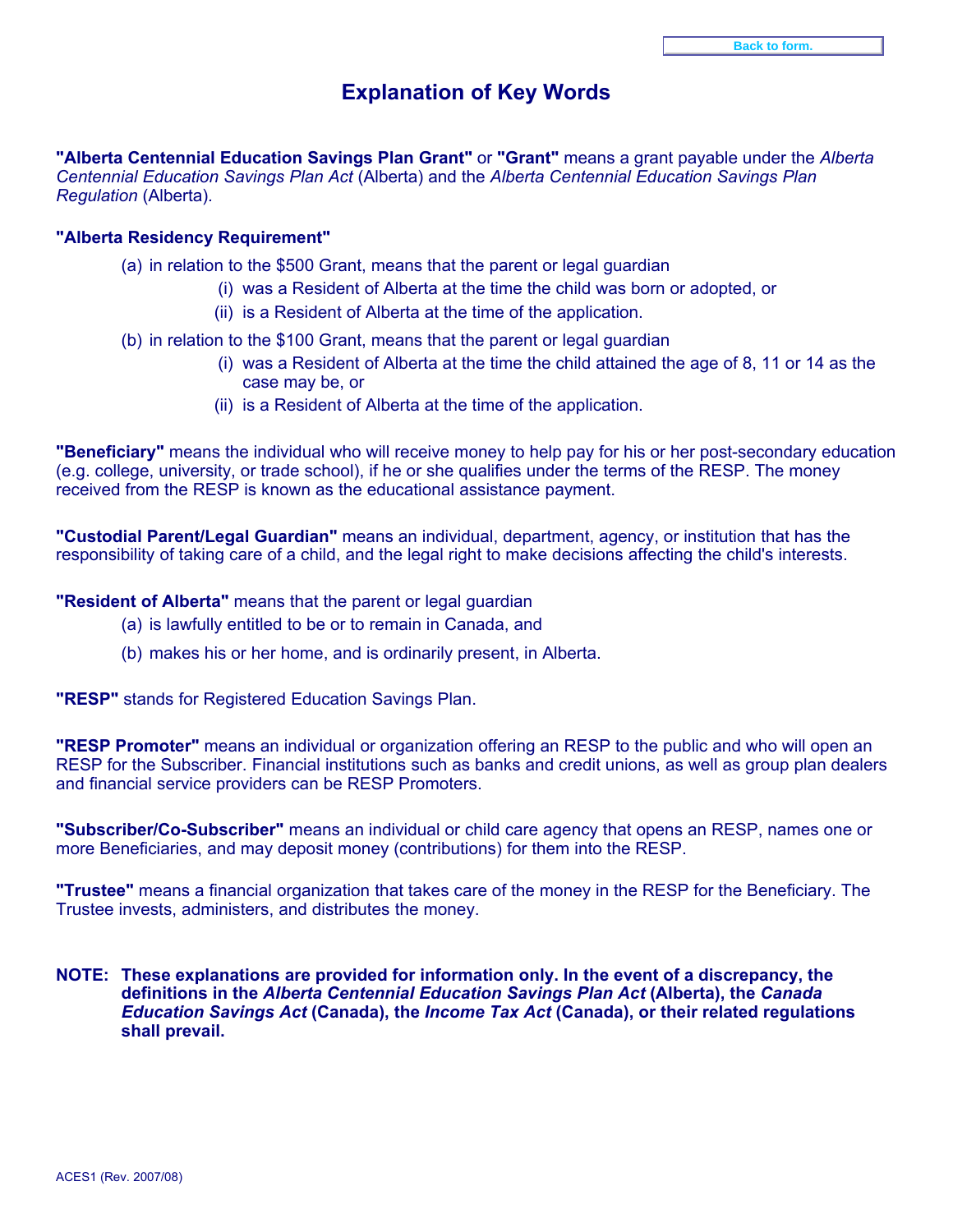Back to form.

# Explanation of Key Words

**"Alberta Centennial Education Savings Plan Grant"** or **"Grant"** means a grant payable under the *Alberta Centennial Education Savings Plan Act* (Alberta) and the *Alberta Centennial Education Savings Plan Regulation* (Alberta).

**"Alberta Residency Requirement"**

(a) in relation to the $500 Grant, means that the parent or legal guardian
   - (i) was a Resident of Alberta at the time the child was born or adopted, or
   - (ii) is a Resident of Alberta at the time of the application.

(b) in relation to the $100 Grant, means that the parent or legal guardian
   - (i) was a Resident of Alberta at the time the child attained the age of 8, 11 or 14 as the case may be, or
   - (ii) is a Resident of Alberta at the time of the application.

**"Beneficiary"** means the individual who will receive money to help pay for his or her post-secondary education (e.g. college, university, or trade school), if he or she qualifies under the terms of the RESP. The money received from the RESP is known as the educational assistance payment.

**"Custodial Parent/Legal Guardian"** means an individual, department, agency, or institution that has the responsibility of taking care of a child, and the legal right to make decisions affecting the child's interests.

**"Resident of Alberta"** means that the parent or legal guardian

(a) is lawfully entitled to be or to remain in Canada, and

(b) makes his or her home, and is ordinarily present, in Alberta.

**"RESP"** stands for Registered Education Savings Plan.

**"RESP Promoter"** means an individual or organization offering an RESP to the public and who will open an RESP for the Subscriber. Financial institutions such as banks and credit unions, as well as group plan dealers and financial service providers can be RESP Promoters.

**"Subscriber/Co-Subscriber"** means an individual or child care agency that opens an RESP, names one or more Beneficiaries, and may deposit money (contributions) for them into the RESP.

**"Trustee"** means a financial organization that takes care of the money in the RESP for the Beneficiary. The Trustee invests, administers, and distributes the money.

**NOTE: These explanations are provided for information only. In the event of a discrepancy, the definitions in the *Alberta Centennial Education Savings Plan Act* (Alberta), the *Canada Education Savings Act* (Canada), the *Income Tax Act* (Canada), or their related regulations shall prevail.**

ACES1 (Rev. 2007/08)